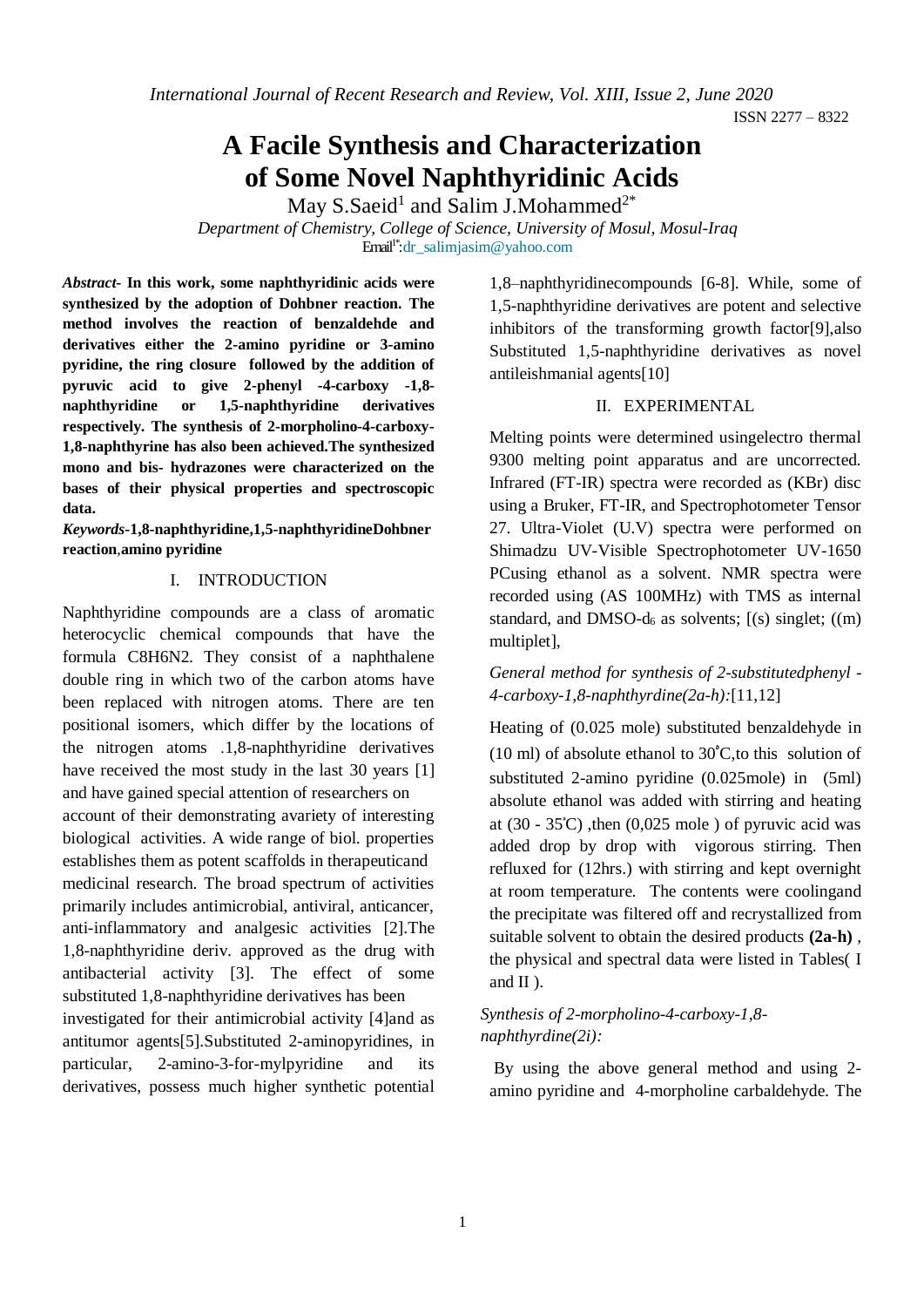# A Facile Synthesis and Characterization of Some Novel Naphthyridinic Acids

May S.Saeid[1] and Salim J.Mohammed[2*]

*Department of Chemistry, College of Science, University of Mosul, Mosul-Iraq*

Email[1*]:dr_salimjasim@yahoo.com

***Abstract*- In this work, some naphthyridinic acids were synthesized by the adoption of Dohbner reaction. The method involves the reaction of benzaldehde and derivatives either the 2-amino pyridine or 3-amino pyridine, the ring closure followed by the addition of pyruvic acid to give 2-phenyl -4-carboxy -1,8-naphthyridine or 1,5-naphthyridine derivatives respectively. The synthesis of 2-morpholino-4-carboxy-1,8-naphthyrine has also been achieved.The synthesized mono and bis- hydrazones were characterized on the bases of their physical properties and spectroscopic data.**

***Keywords*-1,8-naphthyridine,1,5-naphthyridineDohbner reaction,amino pyridine**

## I. INTRODUCTION

Naphthyridine compounds are a class of aromatic heterocyclic chemical compounds that have the formula C8H6N2. They consist of a naphthalene double ring in which two of the carbon atoms have been replaced with nitrogen atoms. There are ten positional isomers, which differ by the locations of the nitrogen atoms .1,8-naphthyridine derivatives have received the most study in the last 30 years [1] and have gained special attention of researchers on account of their demonstrating avariety of interesting biological activities. A wide range of biol. properties establishes them as potent scaffolds in therapeuticand medicinal research. The broad spectrum of activities primarily includes antimicrobial, antiviral, anticancer, anti-inflammatory and analgesic activities [2].The 1,8-naphthyridine deriv. approved as the drug with antibacterial activity [3]. The effect of some substituted 1,8-naphthyridine derivatives has been investigated for their antimicrobial activity [4]and as antitumor agents[5].Substituted 2-aminopyridines, in particular, 2-amino-3-for-mylpyridine and its derivatives, possess much higher synthetic potential 1,8–naphthyridinecompounds [6-8]. While, some of 1,5-naphthyridine derivatives are potent and selective inhibitors of the transforming growth factor[9],also Substituted 1,5-naphthyridine derivatives as novel antileishmanial agents[10]

## II. EXPERIMENTAL

Melting points were determined usingelectro thermal 9300 melting point apparatus and are uncorrected. Infrared (FT-IR) spectra were recorded as (KBr) disc using a Bruker, FT-IR, and Spectrophotometer Tensor 27. Ultra-Violet (U.V) spectra were performed on Shimadzu UV-Visible Spectrophotometer UV-1650 PCusing ethanol as a solvent. NMR spectra were recorded using (AS 100MHz) with TMS as internal standard, and DMSO-$d_6$ as solvents; [(s) singlet; ((m) multiplet],

*General method for synthesis of 2-substitutedphenyl -4-carboxy-1,8-naphthyrdine(2a-h):*[11,12]

Heating of (0.025 mole) substituted benzaldehyde in (10 ml) of absolute ethanol to 30°C,to this solution of substituted 2-amino pyridine (0.025mole) in (5ml) absolute ethanol was added with stirring and heating at (30 - 35̊C) ,then (0,025 mole ) of pyruvic acid was added drop by drop with vigorous stirring. Then refluxed for (12hrs.) with stirring and kept overnight at room temperature. The contents were coolingand the precipitate was filtered off and recrystallized from suitable solvent to obtain the desired products **(2a-h)** , the physical and spectral data were listed in Tables( I and II ).

*Synthesis of 2-morpholino-4-carboxy-1,8-naphthyrdine(2i):*

By using the above general method and using 2-amino pyridine and 4-morpholine carbaldehyde. The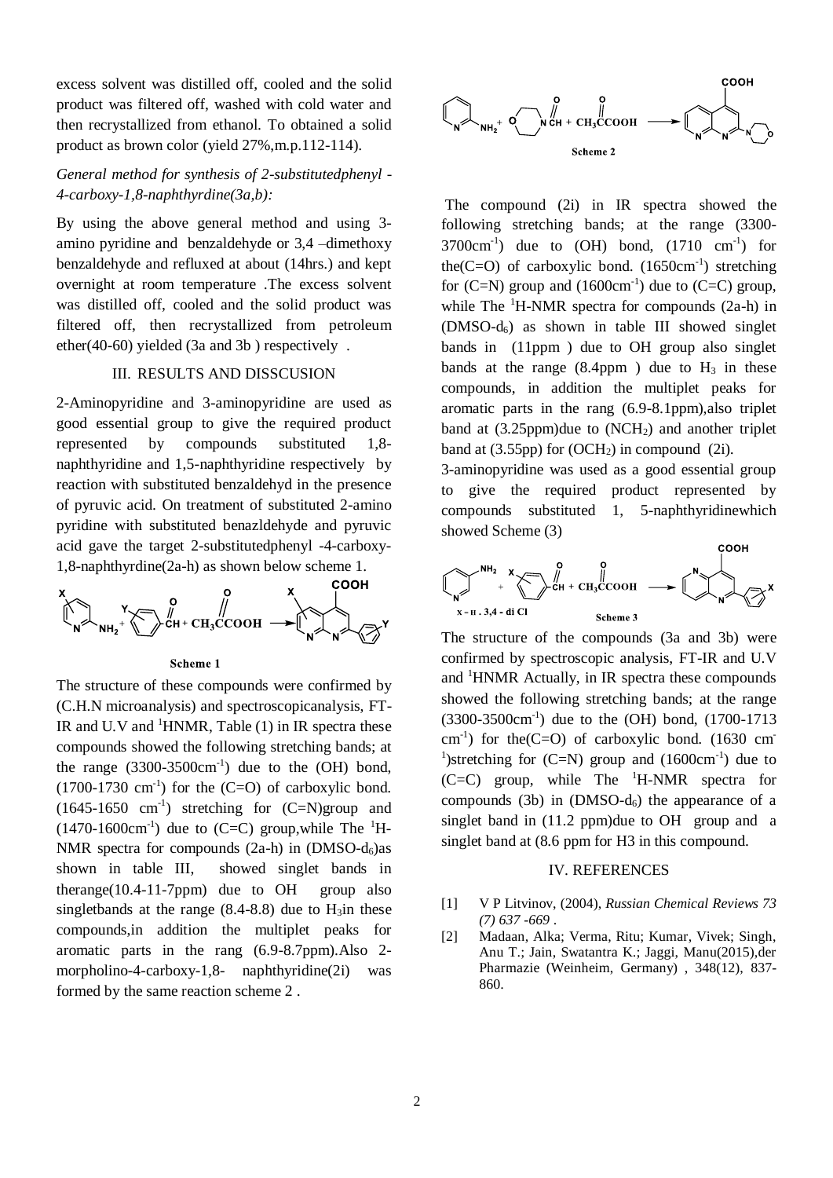excess solvent was distilled off, cooled and the solid product was filtered off, washed with cold water and then recrystallized from ethanol. To obtained a solid product as brown color (yield 27%,m.p.112-114).

*General method for synthesis of 2-substitutedphenyl -4-carboxy-1,8-naphthyrdine(3a,b):*

By using the above general method and using 3-amino pyridine and benzaldehyde or 3,4 –dimethoxy benzaldehyde and refluxed at about (14hrs.) and kept overnight at room temperature .The excess solvent was distilled off, cooled and the solid product was filtered off, then recrystallized from petroleum ether(40-60) yielded (3a and 3b ) respectively .

## III. RESULTS AND DISSCUSION

2-Aminopyridine and 3-aminopyridine are used as good essential group to give the required product represented by compounds substituted 1,8-naphthyridine and 1,5-naphthyridine respectively by reaction with substituted benzaldehyd in the presence of pyruvic acid. On treatment of substituted 2-amino pyridine with substituted benazldehyde and pyruvic acid gave the target 2-substitutedphenyl -4-carboxy-1,8-naphthyrdine(2a-h) as shown below scheme 1.

Scheme 1

The structure of these compounds were confirmed by (C.H.N microanalysis) and spectroscopicanalysis, FT-IR and U.V and $^1$HNMR, Table (1) in IR spectra these compounds showed the following stretching bands; at the range (3300-3500cm$^{-1}$) due to the (OH) bond, (1700-1730 cm$^{-1}$) for the (C=O) of carboxylic bond. (1645-1650 cm$^{-1}$) stretching for (C=N)group and (1470-1600cm$^{-1}$) due to (C=C) group,while The $^1$H-NMR spectra for compounds (2a-h) in (DMSO-$d_6$)as shown in table III, showed singlet bands in therange(10.4-11-7ppm) due to OH group also singletbands at the range (8.4-8.8) due to $H_3$in these compounds,in addition the multiplet peaks for aromatic parts in the rang (6.9-8.7ppm).Also 2-morpholino-4-carboxy-1,8- naphthyridine(2i) was formed by the same reaction scheme 2 .

Scheme 2

The compound (2i) in IR spectra showed the following stretching bands; at the range (3300-3700cm$^{-1}$) due to (OH) bond, (1710 cm$^{-1}$) for the(C=O) of carboxylic bond. (1650cm$^{-1}$) stretching for (C=N) group and (1600cm$^{-1}$) due to (C=C) group, while The $^1$H-NMR spectra for compounds (2a-h) in (DMSO-$d_6$) as shown in table III showed singlet bands in (11ppm ) due to OH group also singlet bands at the range (8.4ppm ) due to $H_3$ in these compounds, in addition the multiplet peaks for aromatic parts in the rang (6.9-8.1ppm),also triplet band at (3.25ppm)due to ($NCH_2$) and another triplet band at (3.55pp) for ($OCH_2$) in compound (2i).

3-aminopyridine was used as a good essential group to give the required product represented by compounds substituted 1, 5-naphthyridinewhich showed Scheme (3)

Scheme 3

The structure of the compounds (3a and 3b) were confirmed by spectroscopic analysis, FT-IR and U.V and $^1$HNMR Actually, in IR spectra these compounds showed the following stretching bands; at the range (3300-3500cm$^{-1}$) due to the (OH) bond, (1700-1713 cm$^{-1}$) for the(C=O) of carboxylic bond. (1630 cm$^{-1}$)stretching for (C=N) group and (1600cm$^{-1}$) due to (C=C) group, while The $^1$H-NMR spectra for compounds (3b) in (DMSO-$d_6$) the appearance of a singlet band in (11.2 ppm)due to OH group and a singlet band at (8.6 ppm for H3 in this compound.

## IV. REFERENCES

[1] V P Litvinov, (2004), *Russian Chemical Reviews 73 (7) 637 -669* .

[2] Madaan, Alka; Verma, Ritu; Kumar, Vivek; Singh, Anu T.; Jain, Swatantra K.; Jaggi, Manu(2015),der Pharmazie (Weinheim, Germany) , 348(12), 837-860.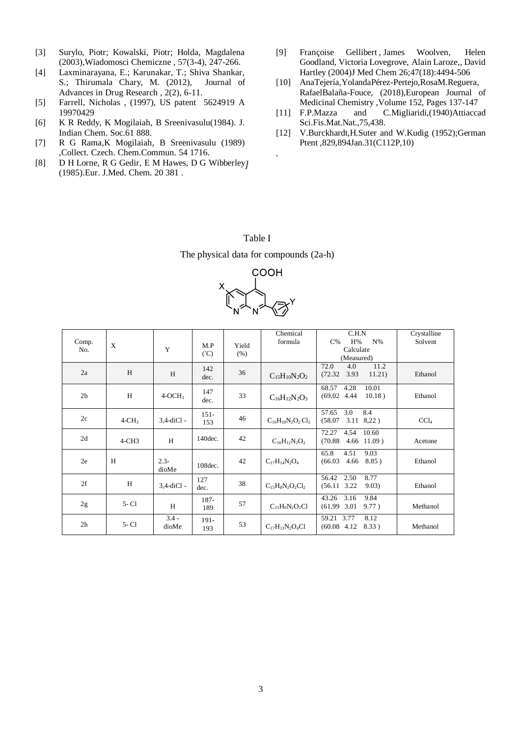[3] Surylo, Piotr; Kowalski, Piotr; Holda, Magdalena (2003),Wiadomosci Chemiczne , 57(3-4), 247-266.

[4] Laxminarayana, E.; Karunakar, T.; Shiva Shankar, S.; Thirumala Chary, M. (2012), Journal of Advances in Drug Research , 2(2), 6-11.

[5] Farrell, Nicholas , (1997), US patent 5624919 A 19970429

[6] K R Reddy, K Mogilaiah, B Sreenivasulu(1984). J. Indian Chem. Soc.61 888.

[7] R G Rama,K Mogilaiah, B Sreenivasulu (1989) ,Collect. Czech. Chem.Commun. 54 1716.

[8] D H Lorne, R G Gedir, E M Hawes, D G Wibberley*J* (1985).Eur. J.Med. Chem. 20 381 .

[9] Françoise Gellibert , James Woolven, Helen Goodland, Victoria Lovegrove, Alain Laroze,, David Hartley (2004)J Med Chem 26;47(18):4494-506

[10] AnaTejería,YolandaPérez-Pertejo,RosaM.Reguera, RafaelBalaña-Fouce, (2018),European Journal of Medicinal Chemistry ,Volume 152, Pages 137-147

[11] F.P.Mazza and C.Migliaridi,(1940)Attiaccad Sci.Fis.Mat.Nat.,75,438.

[12] V.Burckhardt,H.Suter and W.Kudig (1952);German Ptent ,829,894Jan.31(C112P,10)

.

Table I

The physical data for compounds (2a-h)

| Comp. No. | X | Y | M.P (°C) | Yield (%) | Chemical formula | C.H.N C% H% N% Calculate (Measured) | Crystalline Solvent |
|---|---|---|---|---|---|---|---|
| 2a | H | H | 142 dec. | 36 | $C_{15}H_{10}N_2O_2$ | 72.0 4.0 11.2 (72.32 3.93 11.21) | Ethanol |
| 2b | H | 4-$OCH_3$ | 147 dec. | 33 | $C_{16}H_{12}N_2O_3$ | 68.57 4.28 10.01 (69.02 4.44 10.18 ) | Ethanol |
| 2c | 4-$CH_3$ | 3,4-diCl - | 151-153 | 46 | $C_{16}H_{10}N_2O_2Cl_2$ | 57.65 3.0 8.4 (58.07 3.11 8,22 ) | $CCl_4$ |
| 2d | 4-CH3 | H | 140dec. | 42 | $C_{16}H_{12}N_2O_2$ | 72.27 4.54 10.60 (70.88 4.66 11.09 ) | Acetone |
| 2e | H | 2.3-dioMe | 108dec. | 42 | $C_{17}H_{14}N_2O_4$ | 65.8 4.51 9.03 (66.03 4.66 8.85 ) | Ethanol |
| 2f | H | 3,4-diCl - | 127 dec. | 38 | $C_{15}H_8N_2O_2Cl_2$ | 56.42 2.50 8.77 (56.11 3.22 9.03) | Ethanol |
| 2g | 5- Cl | H | 187-189 | 57 | $C_{15}H_9N_2O_2Cl$ | 43.26 3.16 9.84 (61.99 3.01 9.77 ) | Methanol |
| 2h | 5- Cl | 3.4 - dioMe | 191-193 | 53 | $C_{17}H_{13}N_2O_4Cl$ | 59.21 3.77 8.12 (60.08 4.12 8.33 ) | Methanol |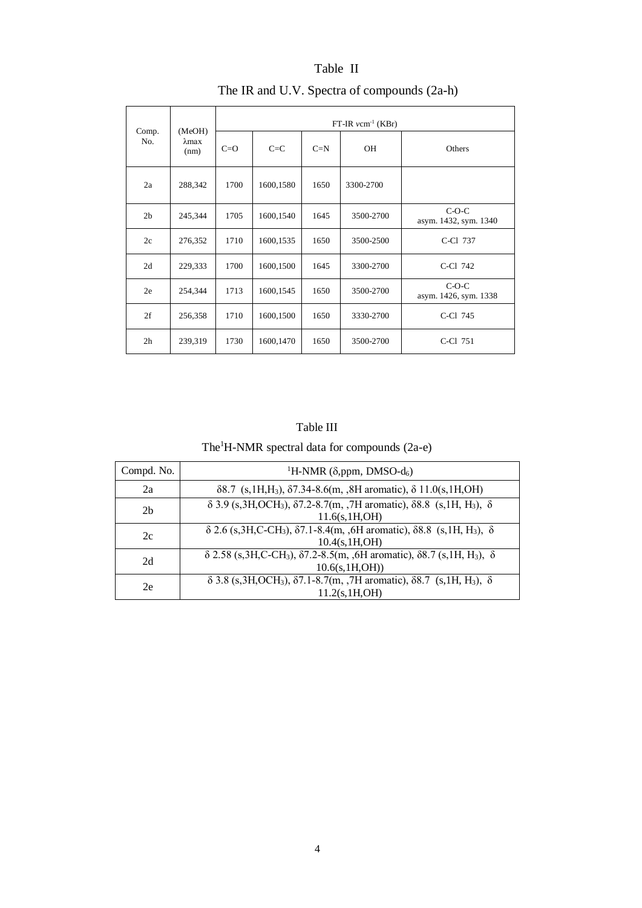Table II

The IR and U.V. Spectra of compounds (2a-h)

| Comp. No. | (MeOH) λmax (nm) | FT-IR $\nu$cm$^{-1}$ (KBr) | | | | |
|---|---|---|---|---|---|---|
| | | C=O | C=C | C=N | OH | Others |
| 2a | 288,342 | 1700 | 1600,1580 | 1650 | 3300-2700 | |
| 2b | 245,344 | 1705 | 1600,1540 | 1645 | 3500-2700 | C-O-C asym. 1432, sym. 1340 |
| 2c | 276,352 | 1710 | 1600,1535 | 1650 | 3500-2500 | C-Cl 737 |
| 2d | 229,333 | 1700 | 1600,1500 | 1645 | 3300-2700 | C-Cl 742 |
| 2e | 254,344 | 1713 | 1600,1545 | 1650 | 3500-2700 | C-O-C asym. 1426, sym. 1338 |
| 2f | 256,358 | 1710 | 1600,1500 | 1650 | 3330-2700 | C-Cl 745 |
| 2h | 239,319 | 1730 | 1600,1470 | 1650 | 3500-2700 | C-Cl 751 |

Table III

The $^1$H-NMR spectral data for compounds (2a-e)

| Compd. No. | $^1$H-NMR (δ,ppm, DMSO-$d_6$) |
|---|---|
| 2a | δ8.7 (s,1H,$H_3$), δ7.34-8.6(m, ,8H aromatic), δ 11.0(s,1H,OH) |
| 2b | δ 3.9 (s,3H,$OCH_3$), δ7.2-8.7(m, ,7H aromatic), δ8.8 (s,1H, $H_3$), δ 11.6(s,1H,OH) |
| 2c | δ 2.6 (s,3H,C-$CH_3$), δ7.1-8.4(m, ,6H aromatic), δ8.8 (s,1H, $H_3$), δ 10.4(s,1H,OH) |
| 2d | δ 2.58 (s,3H,C-$CH_3$), δ7.2-8.5(m, ,6H aromatic), δ8.7 (s,1H, $H_3$), δ 10.6(s,1H,OH)) |
| 2e | δ 3.8 (s,3H,$OCH_3$), δ7.1-8.7(m, ,7H aromatic), δ8.7 (s,1H, $H_3$), δ 11.2(s,1H,OH) |